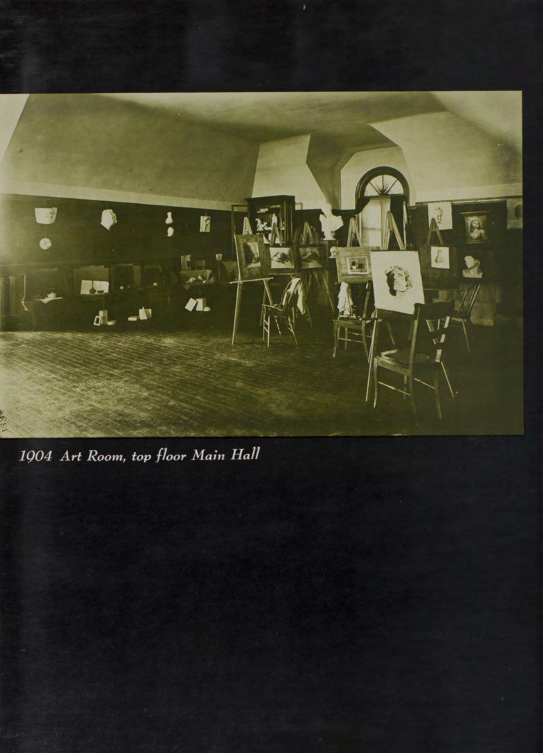*1904 Art Room, top floor Main Hall*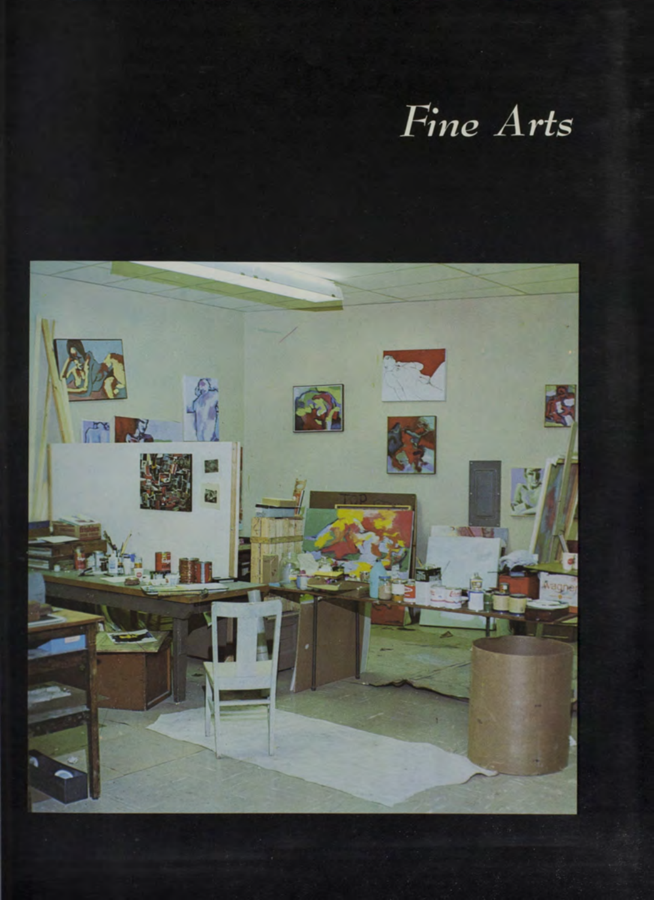# Fine Arts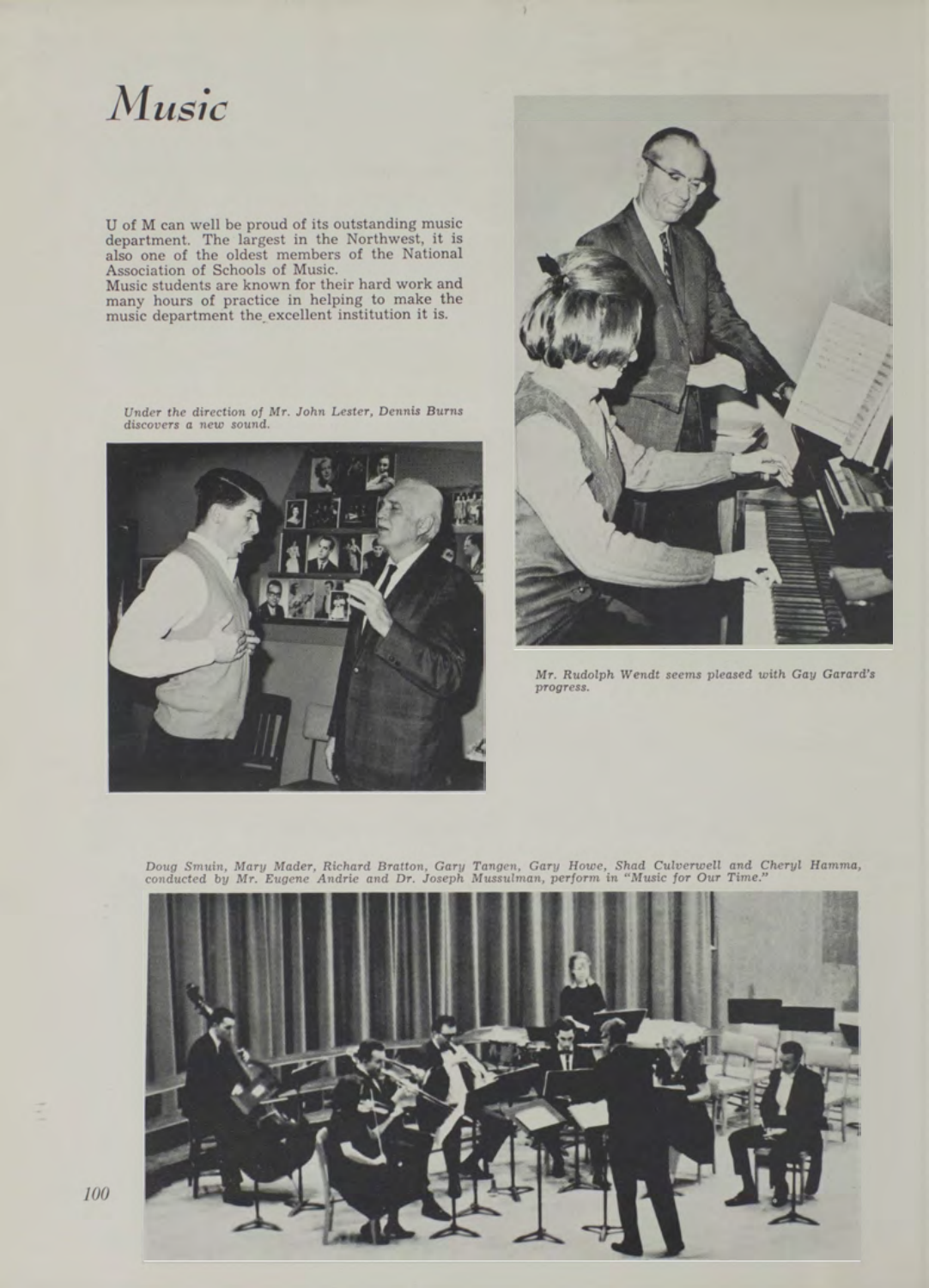# Music

U of M can well be proud of its outstanding music department. The largest in the Northwest, it is also one of the oldest members of the National Association of Schools of Music.
Music students are known for their hard work and many hours of practice in helping to make the music department the excellent institution it is.

*Under the direction of Mr. John Lester, Dennis Burns discovers a new sound.*

*Mr. Rudolph Wendt seems pleased with Gay Garard's progress.*

*Doug Smuin, Mary Mader, Richard Bratton, Gary Tangen, Gary Howe, Shad Culverwell and Cheryl Hamma, conducted by Mr. Eugene Andrie and Dr. Joseph Mussulman, perform in "Music for Our Time."*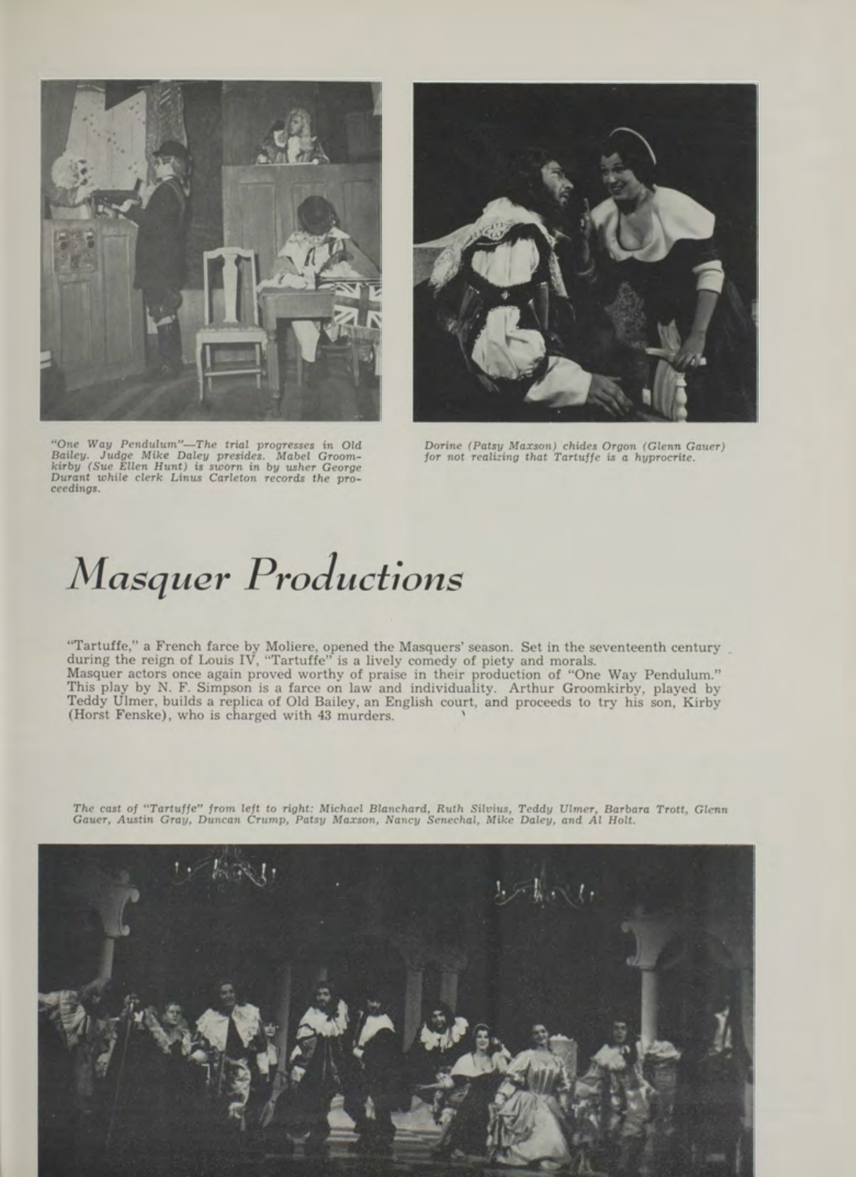*"One Way Pendulum"—The trial progresses in Old Bailey. Judge Mike Daley presides. Mabel Groomkirby (Sue Ellen Hunt) is sworn in by usher George Durant while clerk Linus Carleton records the proceedings.*

*Dorine (Patsy Maxson) chides Orgon (Glenn Gauer) for not realizing that Tartuffe is a hyprocrite.*

# Masquer Productions

"Tartuffe," a French farce by Moliere, opened the Masquers' season. Set in the seventeenth century during the reign of Louis IV, "Tartuffe" is a lively comedy of piety and morals.

Masquer actors once again proved worthy of praise in their production of "One Way Pendulum." This play by N. F. Simpson is a farce on law and individuality. Arthur Groomkirby, played by Teddy Ulmer, builds a replica of Old Bailey, an English court, and proceeds to try his son, Kirby (Horst Fenske), who is charged with 43 murders.

*The cast of "Tartuffe" from left to right: Michael Blanchard, Ruth Silvius, Teddy Ulmer, Barbara Trott, Glenn Gauer, Austin Gray, Duncan Crump, Patsy Maxson, Nancy Senechal, Mike Daley, and Al Holt.*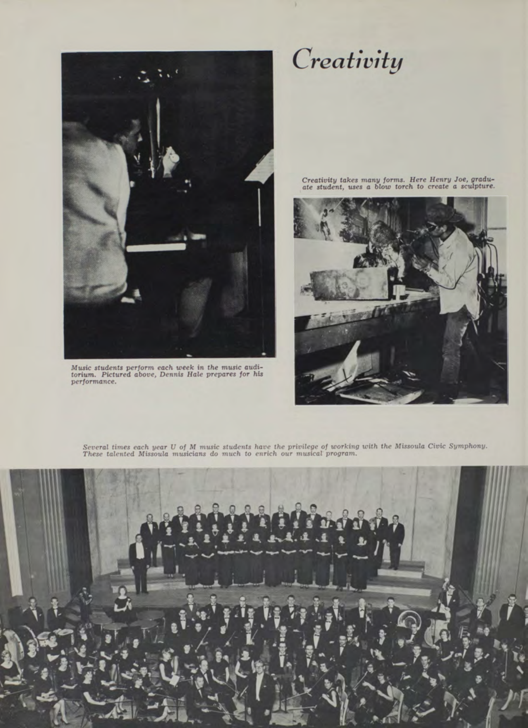# *Creativity*

*Creativity takes many forms. Here Henry Joe, graduate student, uses a blow torch to create a sculpture.*

*Music students perform each week in the music auditorium. Pictured above, Dennis Hale prepares for his performance.*

*Several times each year U of M music students have the privilege of working with the Missoula Civic Symphony. These talented Missoula musicians do much to enrich our musical program.*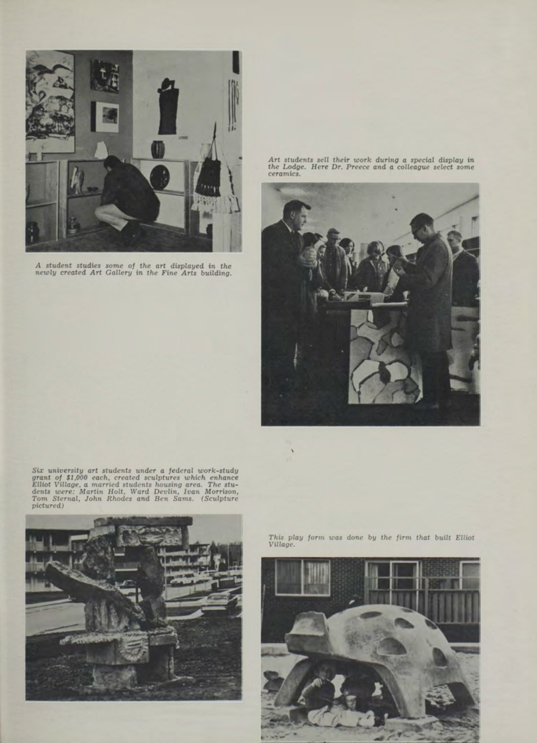*A student studies some of the art displayed in the newly created Art Gallery in the Fine Arts building.*

*Art students sell their work during a special display in the Lodge. Here Dr. Preece and a colleague select some ceramics.*

*Six university art students under a federal work-study grant of $1,000 each, created sculptures which enhance Elliot Village, a married students housing area. The students were: Martin Holt, Ward Devlin, Ivan Morrison, Tom Sternal, John Rhodes and Ben Sams. (Sculpture pictured)*

*This play form was done by the firm that built Elliot Village.*